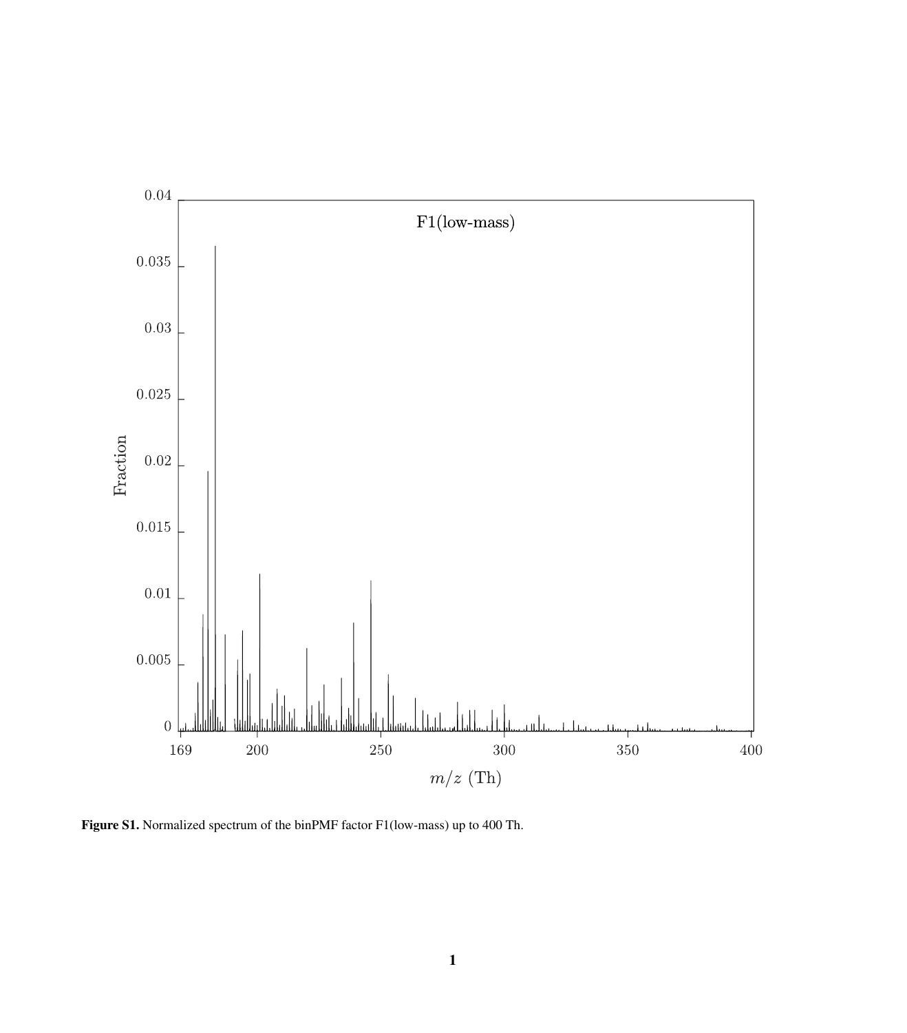**Figure S1.** Normalized spectrum of the binPMF factor F1(low-mass) up to 400 Th.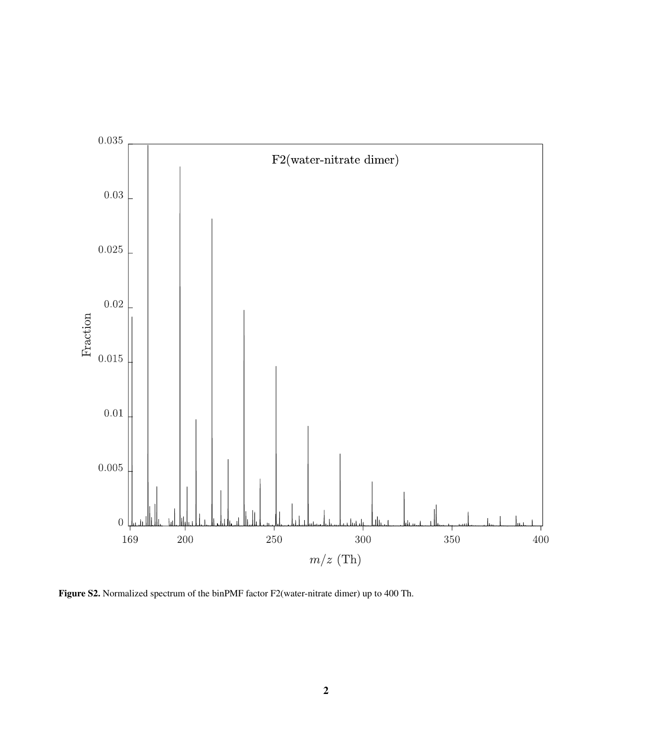**Figure S2.** Normalized spectrum of the binPMF factor F2(water-nitrate dimer) up to 400 Th.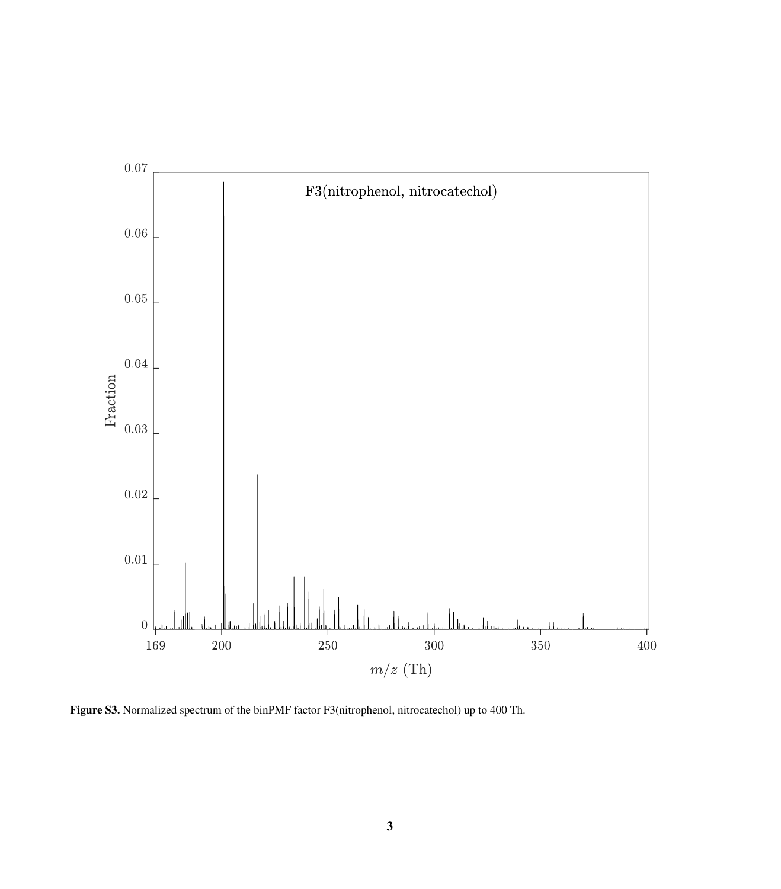**Figure S3.** Normalized spectrum of the binPMF factor F3(nitrophenol, nitrocatechol) up to 400 Th.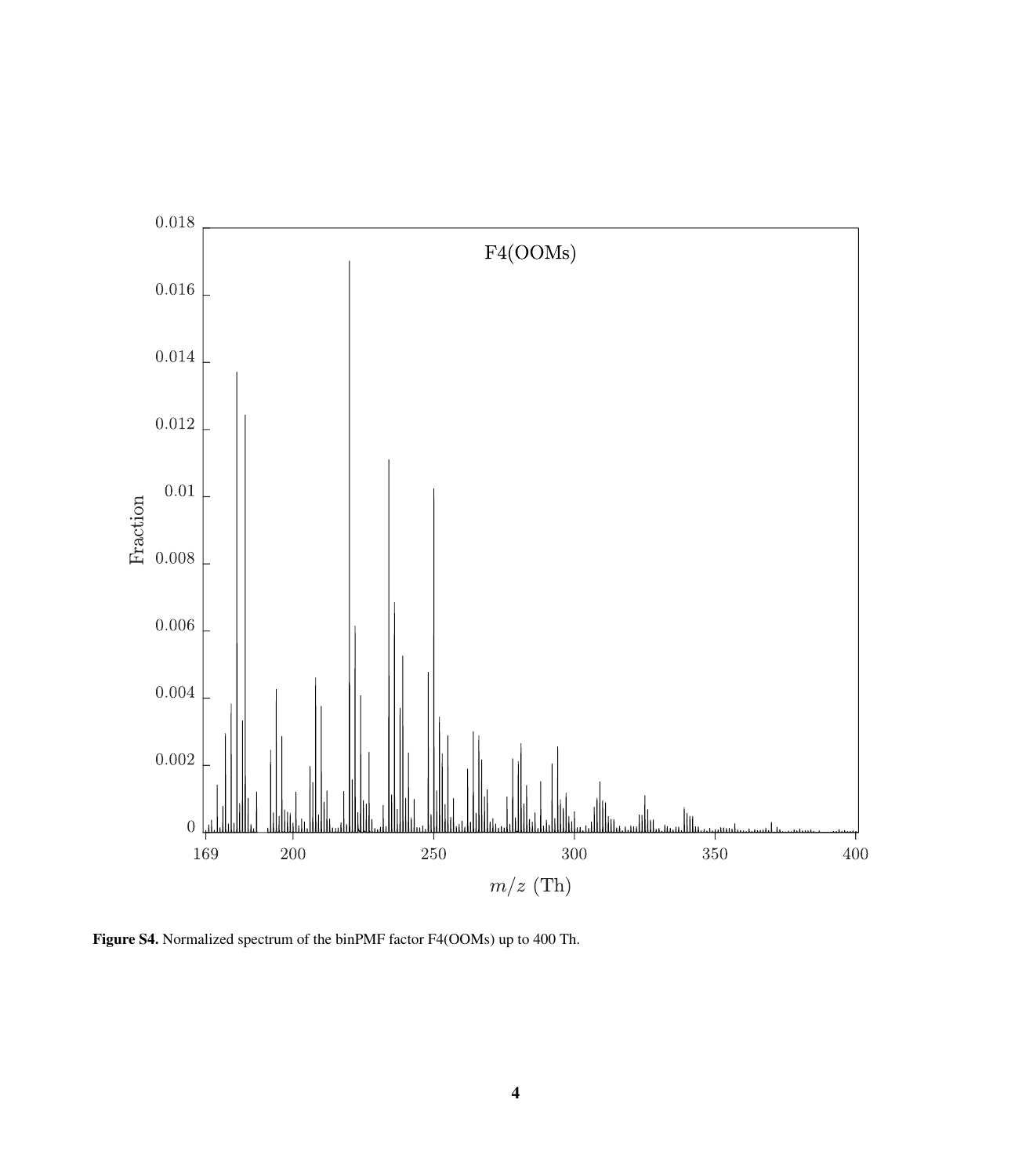**Figure S4.** Normalized spectrum of the binPMF factor F4(OOMs) up to 400 Th.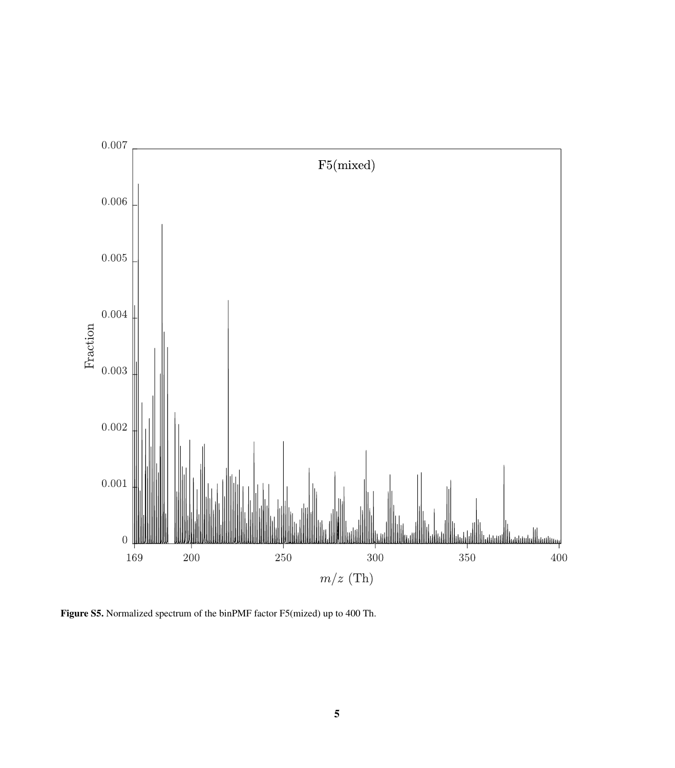**Figure S5.** Normalized spectrum of the binPMF factor F5(mized) up to 400 Th.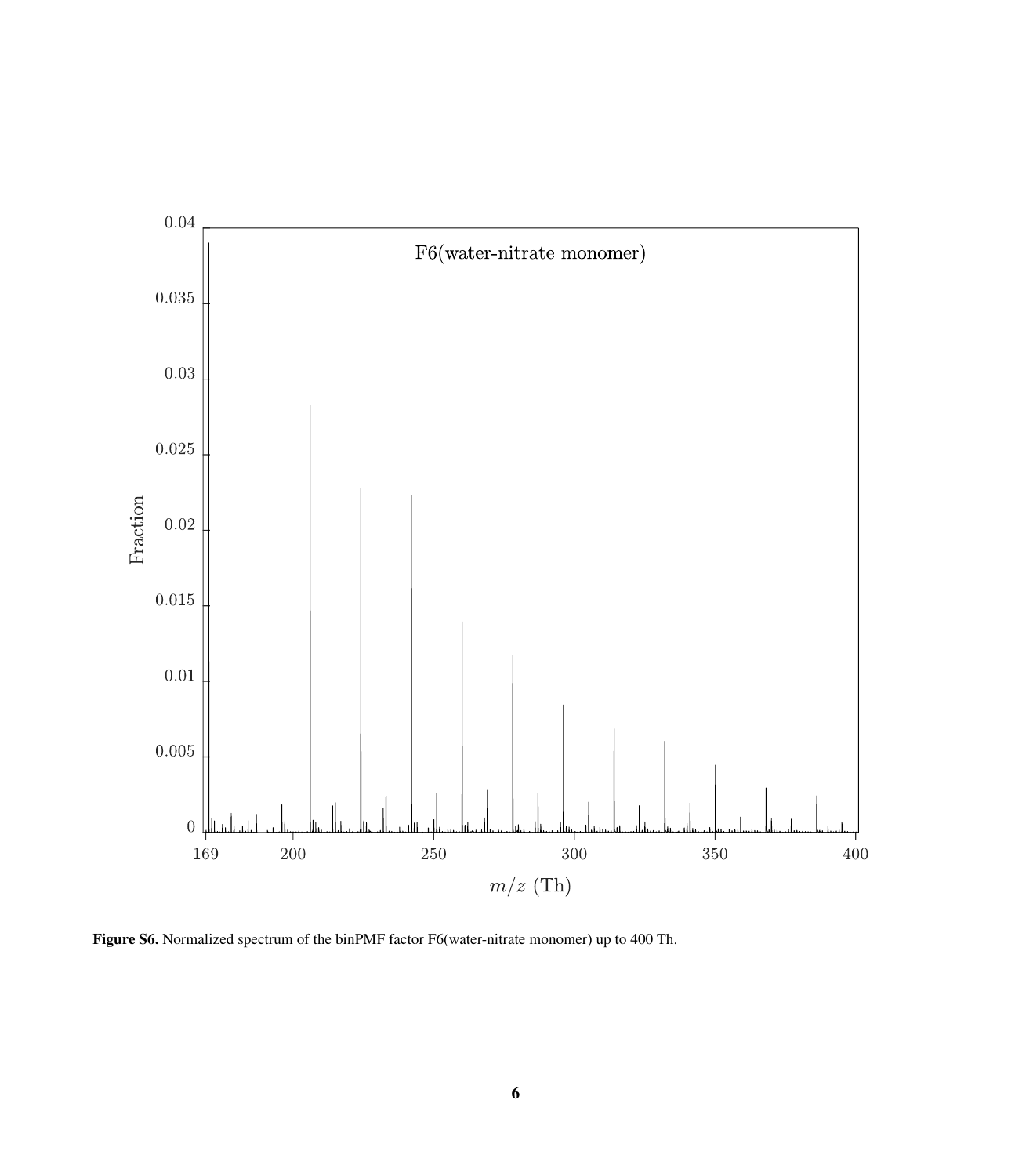**Figure S6.** Normalized spectrum of the binPMF factor F6(water-nitrate monomer) up to 400 Th.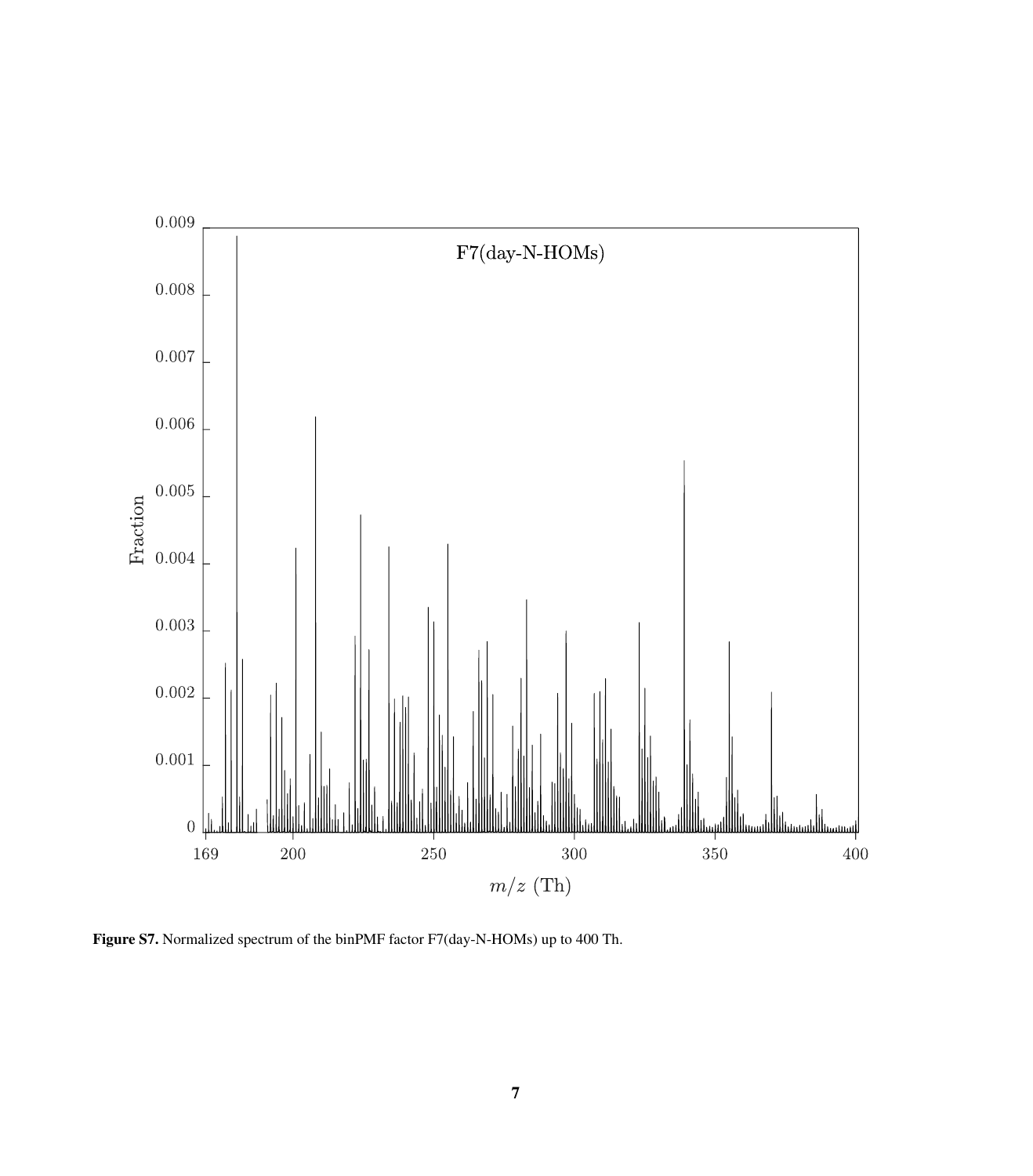**Figure S7.** Normalized spectrum of the binPMF factor F7(day-N-HOMs) up to 400 Th.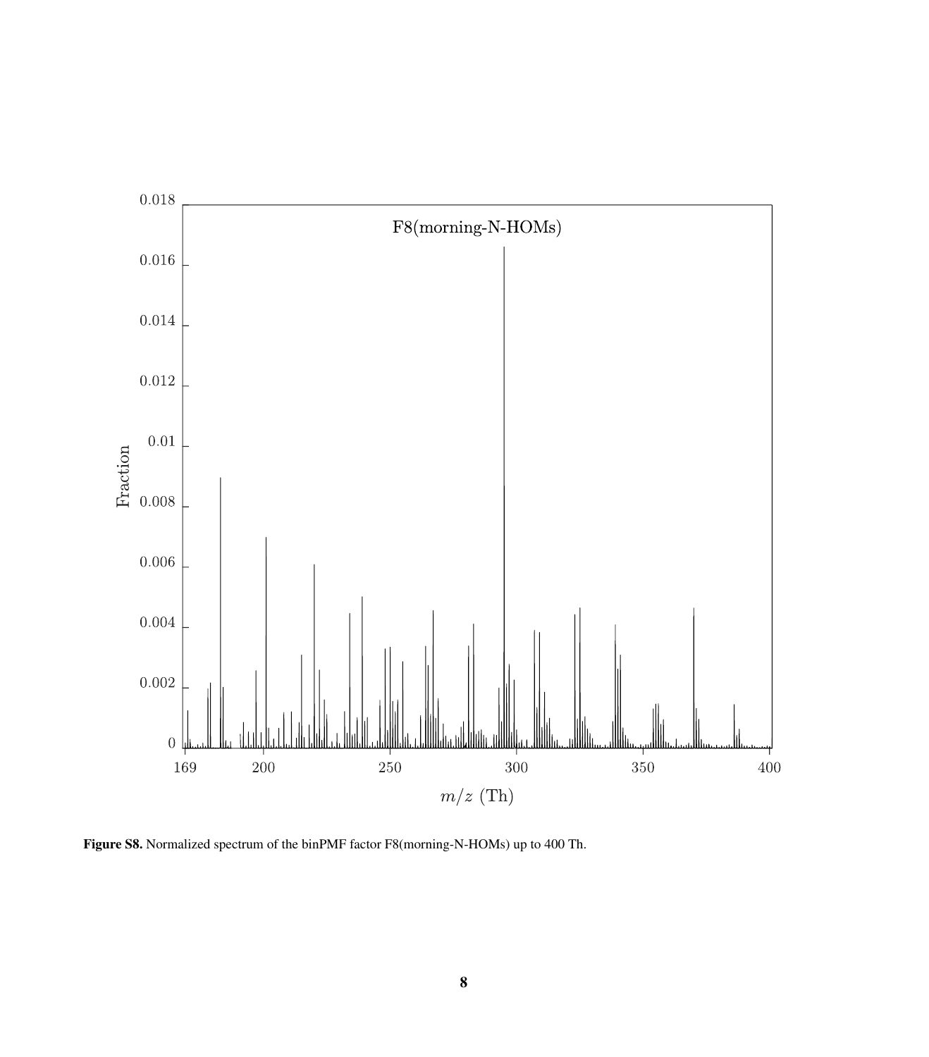**Figure S8.** Normalized spectrum of the binPMF factor F8(morning-N-HOMs) up to 400 Th.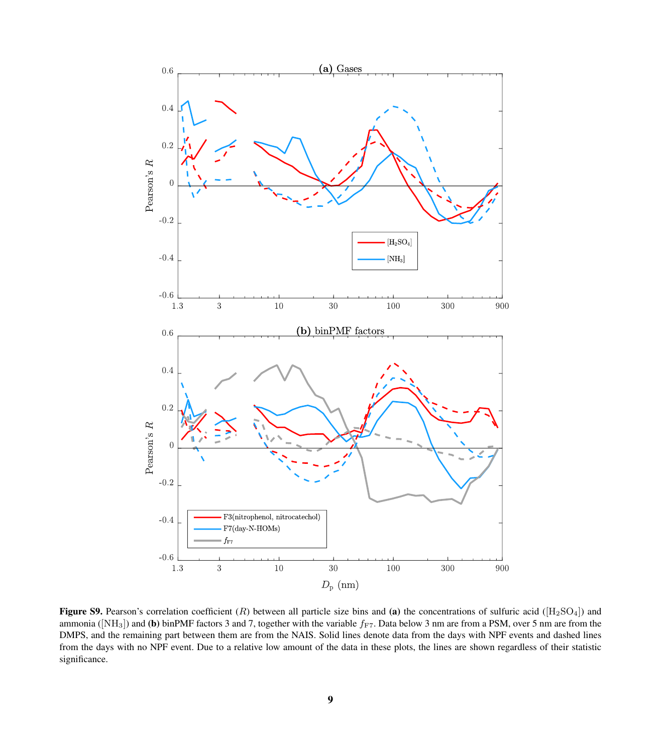**Figure S9.** Pearson's correlation coefficient ($R$) between all particle size bins and **(a)** the concentrations of sulfuric acid ($[H_2SO_4]$) and ammonia ($[NH_3]$) and **(b)** binPMF factors 3 and 7, together with the variable $f_{F7}$. Data below 3 nm are from a PSM, over 5 nm are from the DMPS, and the remaining part between them are from the NAIS. Solid lines denote data from the days with NPF events and dashed lines from the days with no NPF event. Due to a relative low amount of the data in these plots, the lines are shown regardless of their statistic significance.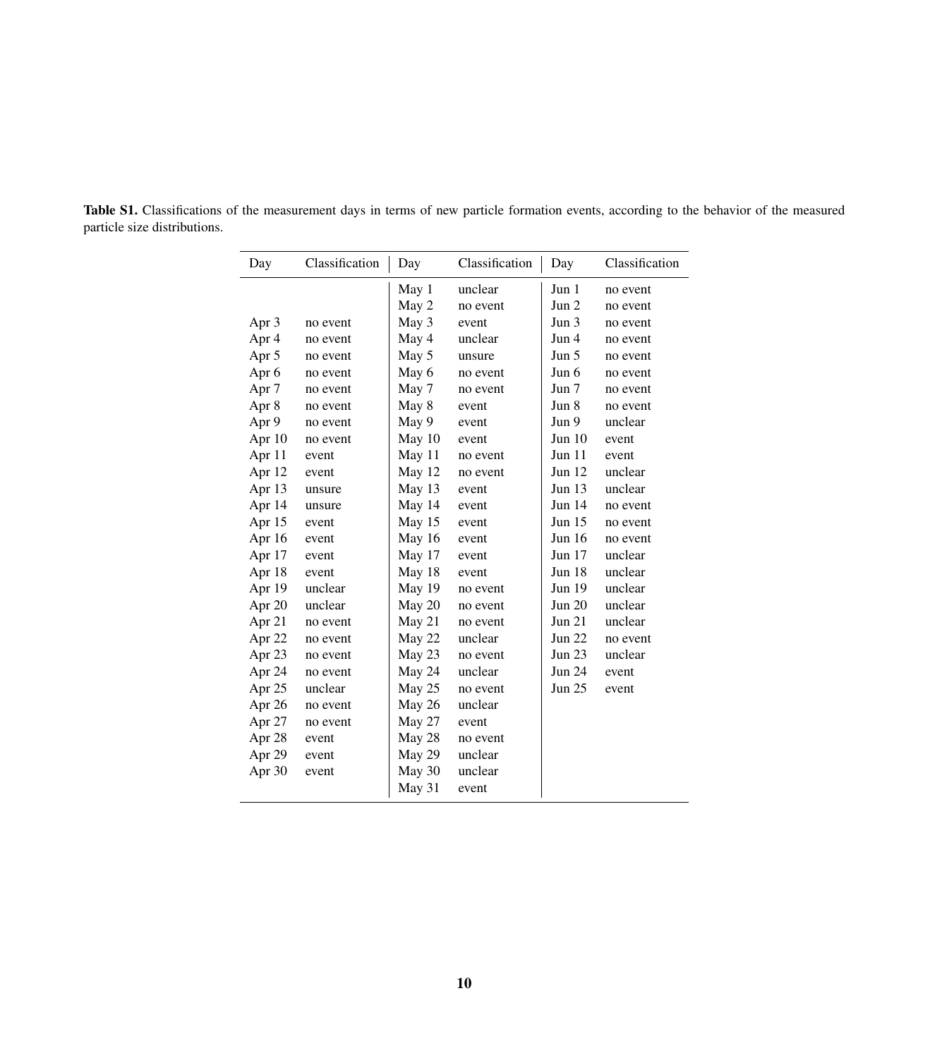**Table S1.** Classifications of the measurement days in terms of new particle formation events, according to the behavior of the measured particle size distributions.

| Day | Classification | Day | Classification | Day | Classification |
|---|---|---|---|---|---|
| | | May 1 | unclear | Jun 1 | no event |
| | | May 2 | no event | Jun 2 | no event |
| Apr 3 | no event | May 3 | event | Jun 3 | no event |
| Apr 4 | no event | May 4 | unclear | Jun 4 | no event |
| Apr 5 | no event | May 5 | unsure | Jun 5 | no event |
| Apr 6 | no event | May 6 | no event | Jun 6 | no event |
| Apr 7 | no event | May 7 | no event | Jun 7 | no event |
| Apr 8 | no event | May 8 | event | Jun 8 | no event |
| Apr 9 | no event | May 9 | event | Jun 9 | unclear |
| Apr 10 | no event | May 10 | event | Jun 10 | event |
| Apr 11 | event | May 11 | no event | Jun 11 | event |
| Apr 12 | event | May 12 | no event | Jun 12 | unclear |
| Apr 13 | unsure | May 13 | event | Jun 13 | unclear |
| Apr 14 | unsure | May 14 | event | Jun 14 | no event |
| Apr 15 | event | May 15 | event | Jun 15 | no event |
| Apr 16 | event | May 16 | event | Jun 16 | no event |
| Apr 17 | event | May 17 | event | Jun 17 | unclear |
| Apr 18 | event | May 18 | event | Jun 18 | unclear |
| Apr 19 | unclear | May 19 | no event | Jun 19 | unclear |
| Apr 20 | unclear | May 20 | no event | Jun 20 | unclear |
| Apr 21 | no event | May 21 | no event | Jun 21 | unclear |
| Apr 22 | no event | May 22 | unclear | Jun 22 | no event |
| Apr 23 | no event | May 23 | no event | Jun 23 | unclear |
| Apr 24 | no event | May 24 | unclear | Jun 24 | event |
| Apr 25 | unclear | May 25 | no event | Jun 25 | event |
| Apr 26 | no event | May 26 | unclear | | |
| Apr 27 | no event | May 27 | event | | |
| Apr 28 | event | May 28 | no event | | |
| Apr 29 | event | May 29 | unclear | | |
| Apr 30 | event | May 30 | unclear | | |
| | | May 31 | event | | |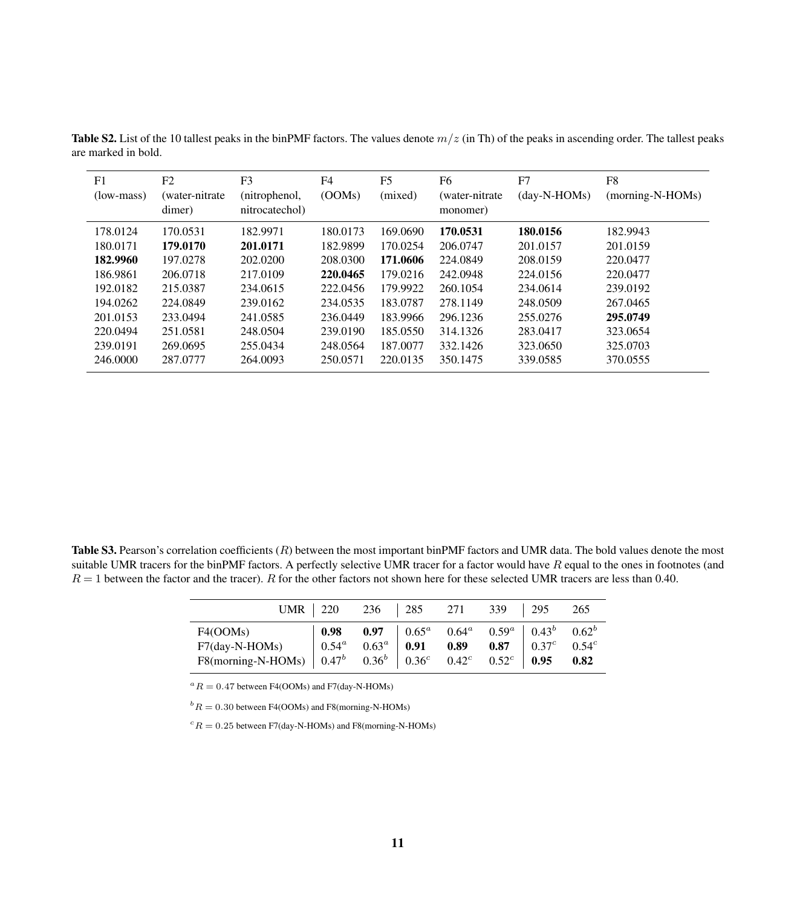**Table S2.** List of the 10 tallest peaks in the binPMF factors. The values denote $m/z$ (in Th) of the peaks in ascending order. The tallest peaks are marked in bold.

| F1 (low-mass) | F2 (water-nitrate dimer) | F3 (nitrophenol, nitrocatechol) | F4 (OOMs) | F5 (mixed) | F6 (water-nitrate monomer) | F7 (day-N-HOMs) | F8 (morning-N-HOMs) |
|---|---|---|---|---|---|---|---|
| 178.0124 | 170.0531 | 182.9971 | 180.0173 | 169.0690 | **170.0531** | **180.0156** | 182.9943 |
| 180.0171 | **179.0170** | **201.0171** | 182.9899 | 170.0254 | 206.0747 | 201.0157 | 201.0159 |
| **182.9960** | 197.0278 | 202.0200 | 208.0300 | **171.0606** | 224.0849 | 208.0159 | 220.0477 |
| 186.9861 | 206.0718 | 217.0109 | **220.0465** | 179.0216 | 242.0948 | 224.0156 | 220.0477 |
| 192.0182 | 215.0387 | 234.0615 | 222.0456 | 179.9922 | 260.1054 | 234.0614 | 239.0192 |
| 194.0262 | 224.0849 | 239.0162 | 234.0535 | 183.0787 | 278.1149 | 248.0509 | 267.0465 |
| 201.0153 | 233.0494 | 241.0585 | 236.0449 | 183.9966 | 296.1236 | 255.0276 | **295.0749** |
| 220.0494 | 251.0581 | 248.0504 | 239.0190 | 185.0550 | 314.1326 | 283.0417 | 323.0654 |
| 239.0191 | 269.0695 | 255.0434 | 248.0564 | 187.0077 | 332.1426 | 323.0650 | 325.0703 |
| 246.0000 | 287.0777 | 264.0093 | 250.0571 | 220.0135 | 350.1475 | 339.0585 | 370.0555 |

**Table S3.** Pearson's correlation coefficients ($R$) between the most important binPMF factors and UMR data. The bold values denote the most suitable UMR tracers for the binPMF factors. A perfectly selective UMR tracer for a factor would have $R$ equal to the ones in footnotes (and $R = 1$ between the factor and the tracer). $R$ for the other factors not shown here for these selected UMR tracers are less than 0.40.

| UMR | 220 | 236 | 285 | 271 | 339 | 295 | 265 |
|---|---|---|---|---|---|---|---|
| F4(OOMs) | **0.98** | **0.97** | $0.65^a$ | $0.64^a$ | $0.59^a$ | $0.43^b$ | $0.62^b$ |
| F7(day-N-HOMs) | $0.54^a$ | $0.63^a$ | **0.91** | **0.89** | **0.87** | $0.37^c$ | $0.54^c$ |
| F8(morning-N-HOMs) | $0.47^b$ | $0.36^b$ | $0.36^c$ | $0.42^c$ | $0.52^c$ | **0.95** | **0.82** |

[a] $R = 0.47$ between F4(OOMs) and F7(day-N-HOMs)

[b] $R = 0.30$ between F4(OOMs) and F8(morning-N-HOMs)

[c] $R = 0.25$ between F7(day-N-HOMs) and F8(morning-N-HOMs)